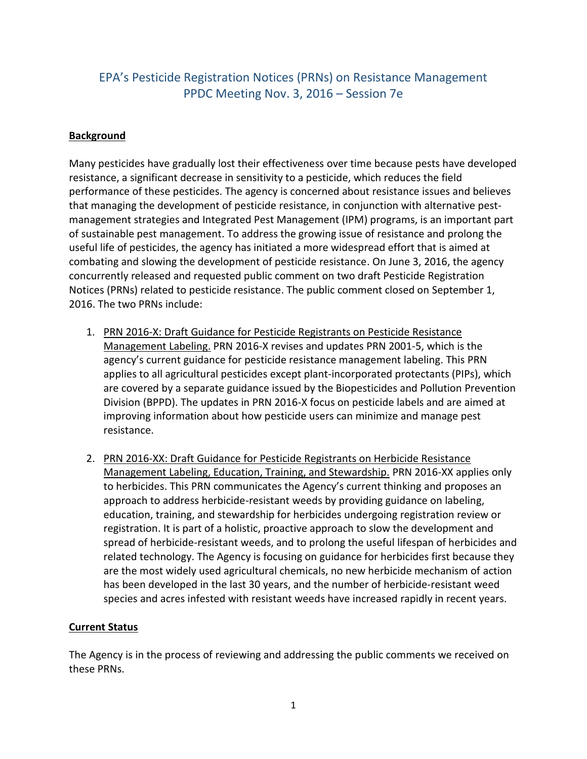# EPA's Pesticide Registration Notices (PRNs) on Resistance Management
## PPDC Meeting Nov. 3, 2016 – Session 7e

**Background**

Many pesticides have gradually lost their effectiveness over time because pests have developed resistance, a significant decrease in sensitivity to a pesticide, which reduces the field performance of these pesticides. The agency is concerned about resistance issues and believes that managing the development of pesticide resistance, in conjunction with alternative pest-management strategies and Integrated Pest Management (IPM) programs, is an important part of sustainable pest management. To address the growing issue of resistance and prolong the useful life of pesticides, the agency has initiated a more widespread effort that is aimed at combating and slowing the development of pesticide resistance. On June 3, 2016, the agency concurrently released and requested public comment on two draft Pesticide Registration Notices (PRNs) related to pesticide resistance. The public comment closed on September 1, 2016. The two PRNs include:

1. PRN 2016-X: Draft Guidance for Pesticide Registrants on Pesticide Resistance Management Labeling. PRN 2016-X revises and updates PRN 2001-5, which is the agency's current guidance for pesticide resistance management labeling. This PRN applies to all agricultural pesticides except plant-incorporated protectants (PIPs), which are covered by a separate guidance issued by the Biopesticides and Pollution Prevention Division (BPPD). The updates in PRN 2016-X focus on pesticide labels and are aimed at improving information about how pesticide users can minimize and manage pest resistance.

2. PRN 2016-XX: Draft Guidance for Pesticide Registrants on Herbicide Resistance Management Labeling, Education, Training, and Stewardship. PRN 2016-XX applies only to herbicides. This PRN communicates the Agency's current thinking and proposes an approach to address herbicide-resistant weeds by providing guidance on labeling, education, training, and stewardship for herbicides undergoing registration review or registration. It is part of a holistic, proactive approach to slow the development and spread of herbicide-resistant weeds, and to prolong the useful lifespan of herbicides and related technology. The Agency is focusing on guidance for herbicides first because they are the most widely used agricultural chemicals, no new herbicide mechanism of action has been developed in the last 30 years, and the number of herbicide-resistant weed species and acres infested with resistant weeds have increased rapidly in recent years.

**Current Status**

The Agency is in the process of reviewing and addressing the public comments we received on these PRNs.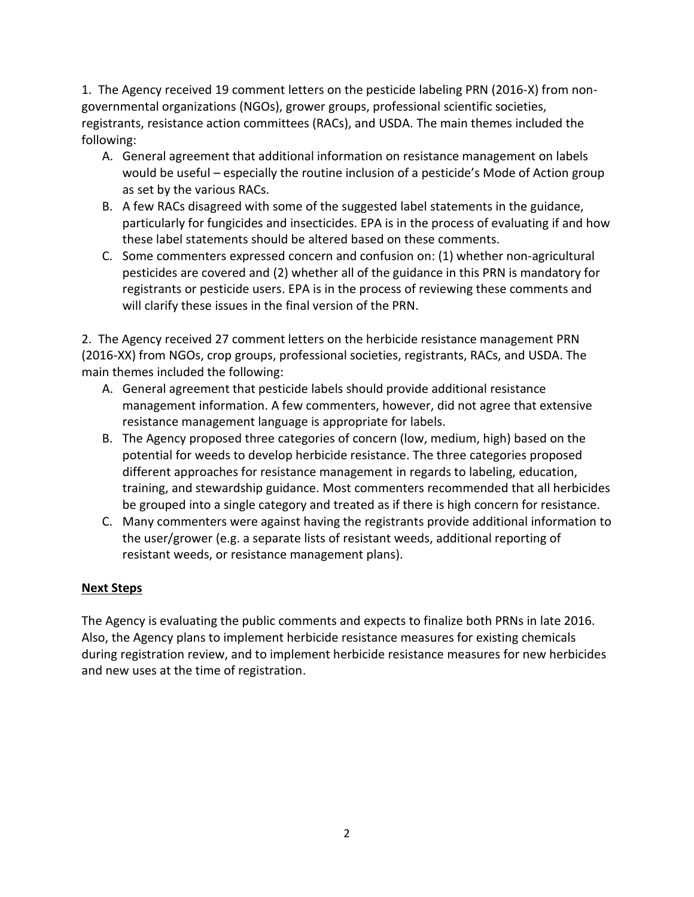1. The Agency received 19 comment letters on the pesticide labeling PRN (2016-X) from non-governmental organizations (NGOs), grower groups, professional scientific societies, registrants, resistance action committees (RACs), and USDA. The main themes included the following:

   A. General agreement that additional information on resistance management on labels would be useful – especially the routine inclusion of a pesticide's Mode of Action group as set by the various RACs.
   B. A few RACs disagreed with some of the suggested label statements in the guidance, particularly for fungicides and insecticides. EPA is in the process of evaluating if and how these label statements should be altered based on these comments.
   C. Some commenters expressed concern and confusion on: (1) whether non-agricultural pesticides are covered and (2) whether all of the guidance in this PRN is mandatory for registrants or pesticide users. EPA is in the process of reviewing these comments and will clarify these issues in the final version of the PRN.

2. The Agency received 27 comment letters on the herbicide resistance management PRN (2016-XX) from NGOs, crop groups, professional societies, registrants, RACs, and USDA. The main themes included the following:

   A. General agreement that pesticide labels should provide additional resistance management information. A few commenters, however, did not agree that extensive resistance management language is appropriate for labels.
   B. The Agency proposed three categories of concern (low, medium, high) based on the potential for weeds to develop herbicide resistance. The three categories proposed different approaches for resistance management in regards to labeling, education, training, and stewardship guidance. Most commenters recommended that all herbicides be grouped into a single category and treated as if there is high concern for resistance.
   C. Many commenters were against having the registrants provide additional information to the user/grower (e.g. a separate lists of resistant weeds, additional reporting of resistant weeds, or resistance management plans).

**<u>Next Steps</u>**

The Agency is evaluating the public comments and expects to finalize both PRNs in late 2016. Also, the Agency plans to implement herbicide resistance measures for existing chemicals during registration review, and to implement herbicide resistance measures for new herbicides and new uses at the time of registration.